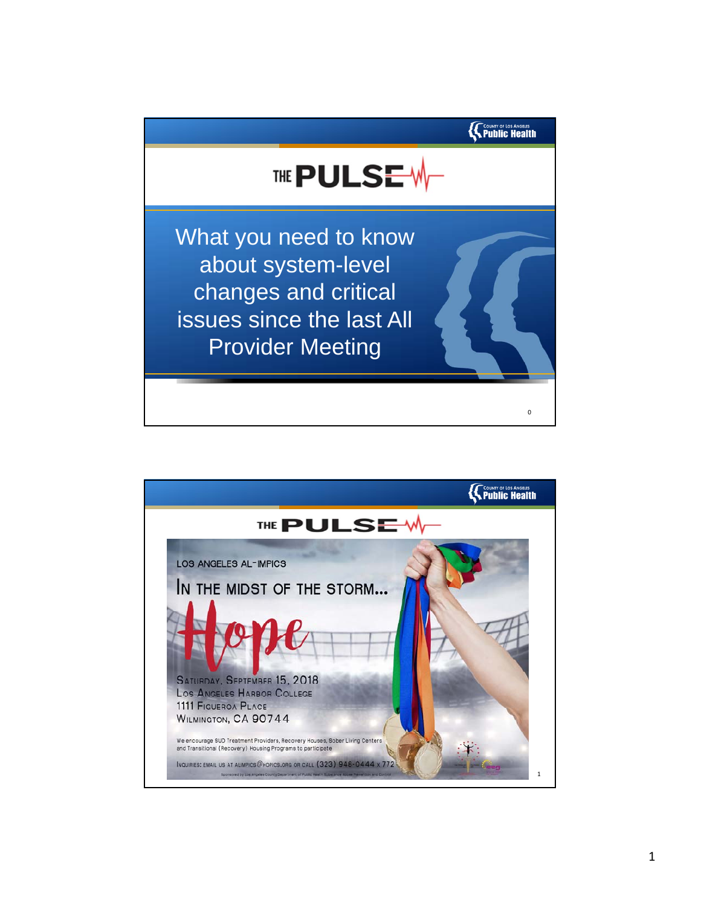COUNTY OF LOS ANGELES Public Health

# THE PULSE

What you need to know about system-level changes and critical issues since the last All Provider Meeting

---

COUNTY OF LOS ANGELES Public Health

# THE PULSE

LOS ANGELES AL-IMPICS

IN THE MIDST OF THE STORM...

Hope

SATURDAY, SEPTEMBER 15, 2018
LOS ANGELES HARBOR COLLEGE
1111 FIGUEROA PLACE
WILMINGTON, CA 90744

We encourage SUD Treatment Providers, Recovery Houses, Sober Living Centers and Transitional (Recovery) Housing Programs to participate

INQUIRIES: EMAIL US AT ALIMPICS@HOPICS.ORG OR CALL (323) 948-0444 x 772

Sponsored by Los Angeles County Department of Public Health Substance Abuse Prevention and Control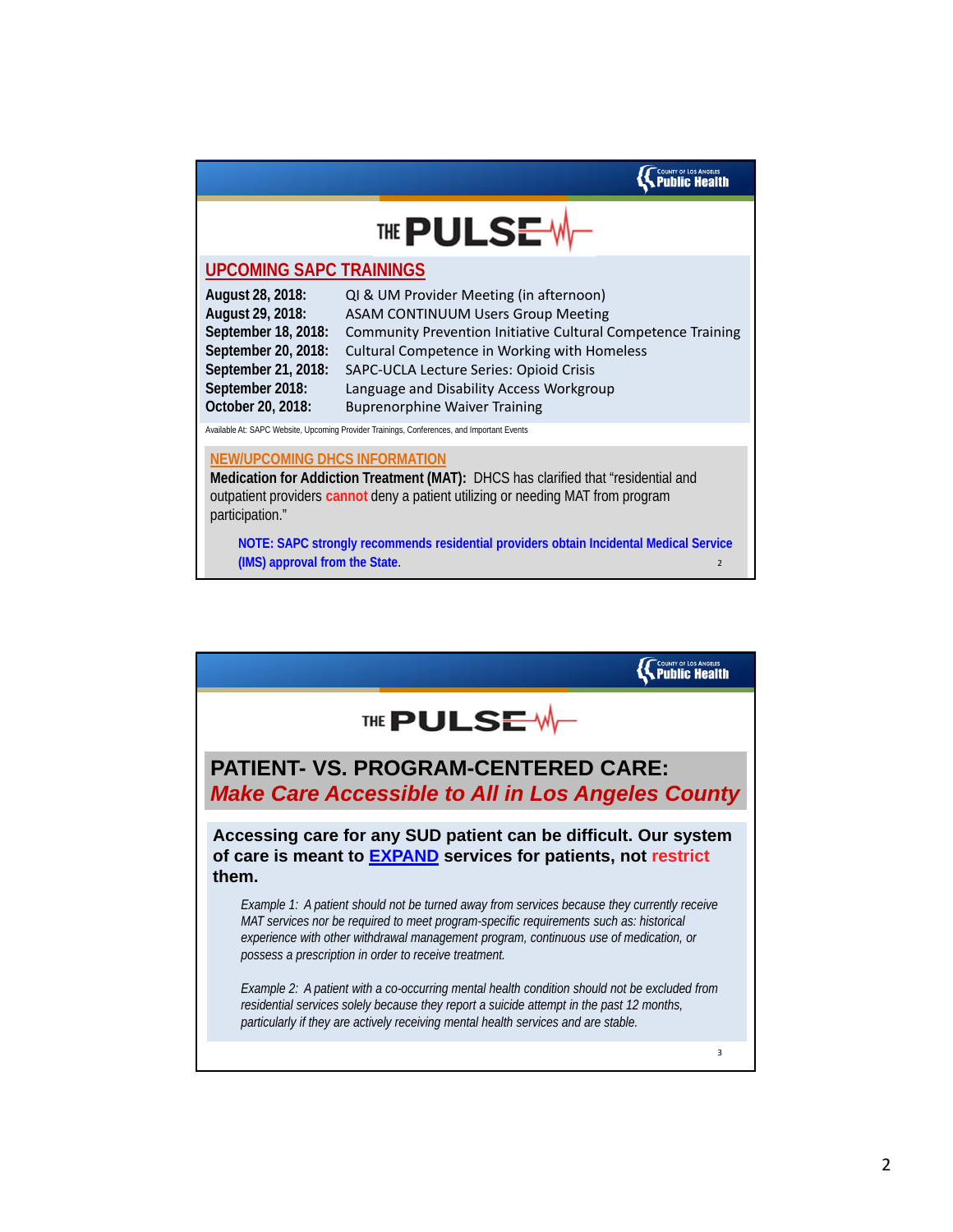# THE PULSE

## UPCOMING SAPC TRAININGS

| | |
|---|---|
| **August 28, 2018:** | QI & UM Provider Meeting (in afternoon) |
| **August 29, 2018:** | ASAM CONTINUUM Users Group Meeting |
| **September 18, 2018:** | Community Prevention Initiative Cultural Competence Training |
| **September 20, 2018:** | Cultural Competence in Working with Homeless |
| **September 21, 2018:** | SAPC-UCLA Lecture Series: Opioid Crisis |
| **September 2018:** | Language and Disability Access Workgroup |
| **October 20, 2018:** | Buprenorphine Waiver Training |

Available At: SAPC Website, Upcoming Provider Trainings, Conferences, and Important Events

## NEW/UPCOMING DHCS INFORMATION

**Medication for Addiction Treatment (MAT):** DHCS has clarified that "residential and outpatient providers **cannot** deny a patient utilizing or needing MAT from program participation."

**NOTE: SAPC strongly recommends residential providers obtain Incidental Medical Service (IMS) approval from the State.**

# THE PULSE

## PATIENT- VS. PROGRAM-CENTERED CARE: *Make Care Accessible to All in Los Angeles County*

**Accessing care for any SUD patient can be difficult. Our system of care is meant to EXPAND services for patients, not restrict them.**

*Example 1: A patient should not be turned away from services because they currently receive MAT services nor be required to meet program-specific requirements such as: historical experience with other withdrawal management program, continuous use of medication, or possess a prescription in order to receive treatment.*

*Example 2: A patient with a co-occurring mental health condition should not be excluded from residential services solely because they report a suicide attempt in the past 12 months, particularly if they are actively receiving mental health services and are stable.*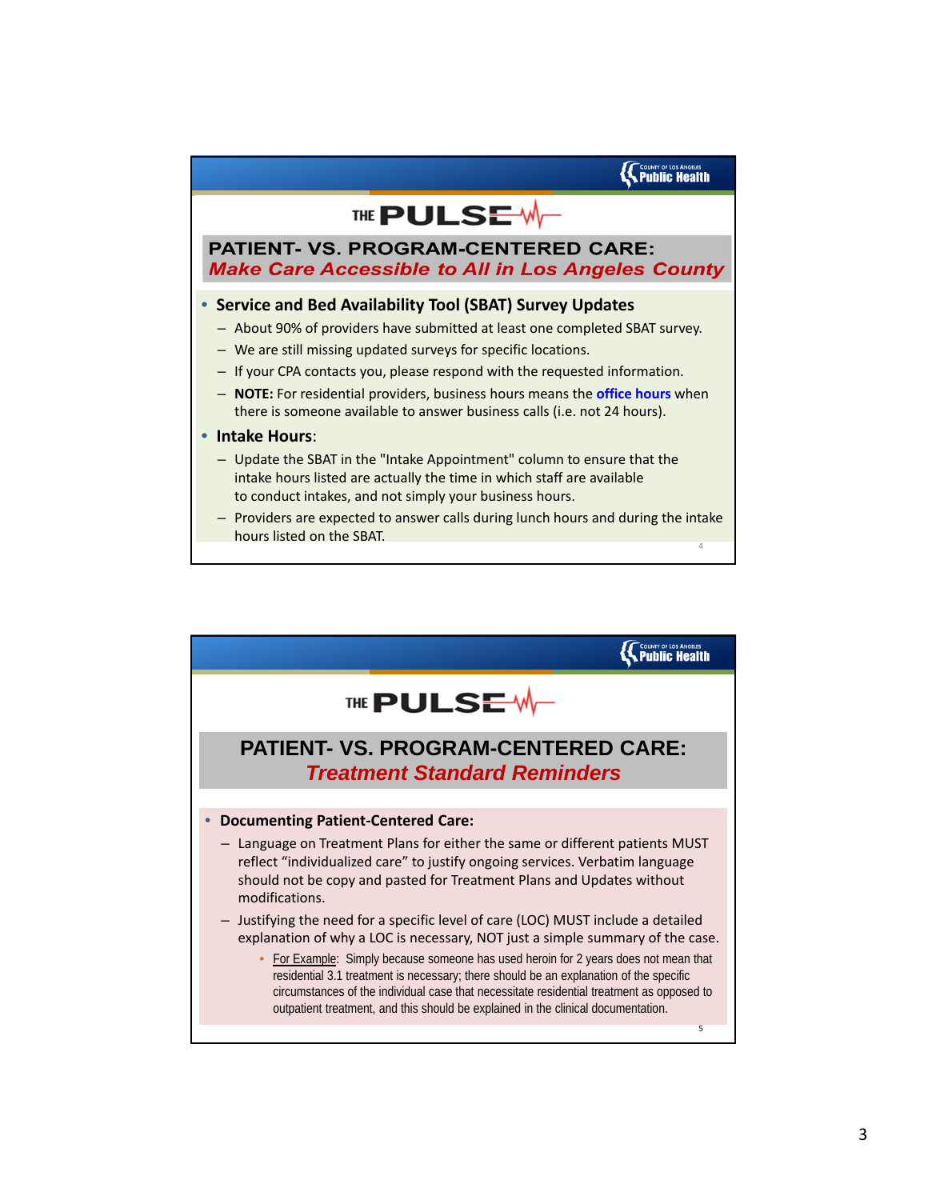THE PULSE

## PATIENT- VS. PROGRAM-CENTERED CARE: *Make Care Accessible to All in Los Angeles County*

- **Service and Bed Availability Tool (SBAT) Survey Updates**
  - About 90% of providers have submitted at least one completed SBAT survey.
  - We are still missing updated surveys for specific locations.
  - If your CPA contacts you, please respond with the requested information.
  - **NOTE:** For residential providers, business hours means the **office hours** when there is someone available to answer business calls (i.e. not 24 hours).
- **Intake Hours**:
  - Update the SBAT in the "Intake Appointment" column to ensure that the intake hours listed are actually the time in which staff are available to conduct intakes, and not simply your business hours.
  - Providers are expected to answer calls during lunch hours and during the intake hours listed on the SBAT.

THE PULSE

## PATIENT- VS. PROGRAM-CENTERED CARE: *Treatment Standard Reminders*

- **Documenting Patient-Centered Care:**
  - Language on Treatment Plans for either the same or different patients MUST reflect "individualized care" to justify ongoing services. Verbatim language should not be copy and pasted for Treatment Plans and Updates without modifications.
  - Justifying the need for a specific level of care (LOC) MUST include a detailed explanation of why a LOC is necessary, NOT just a simple summary of the case.
    - For Example: Simply because someone has used heroin for 2 years does not mean that residential 3.1 treatment is necessary; there should be an explanation of the specific circumstances of the individual case that necessitate residential treatment as opposed to outpatient treatment, and this should be explained in the clinical documentation.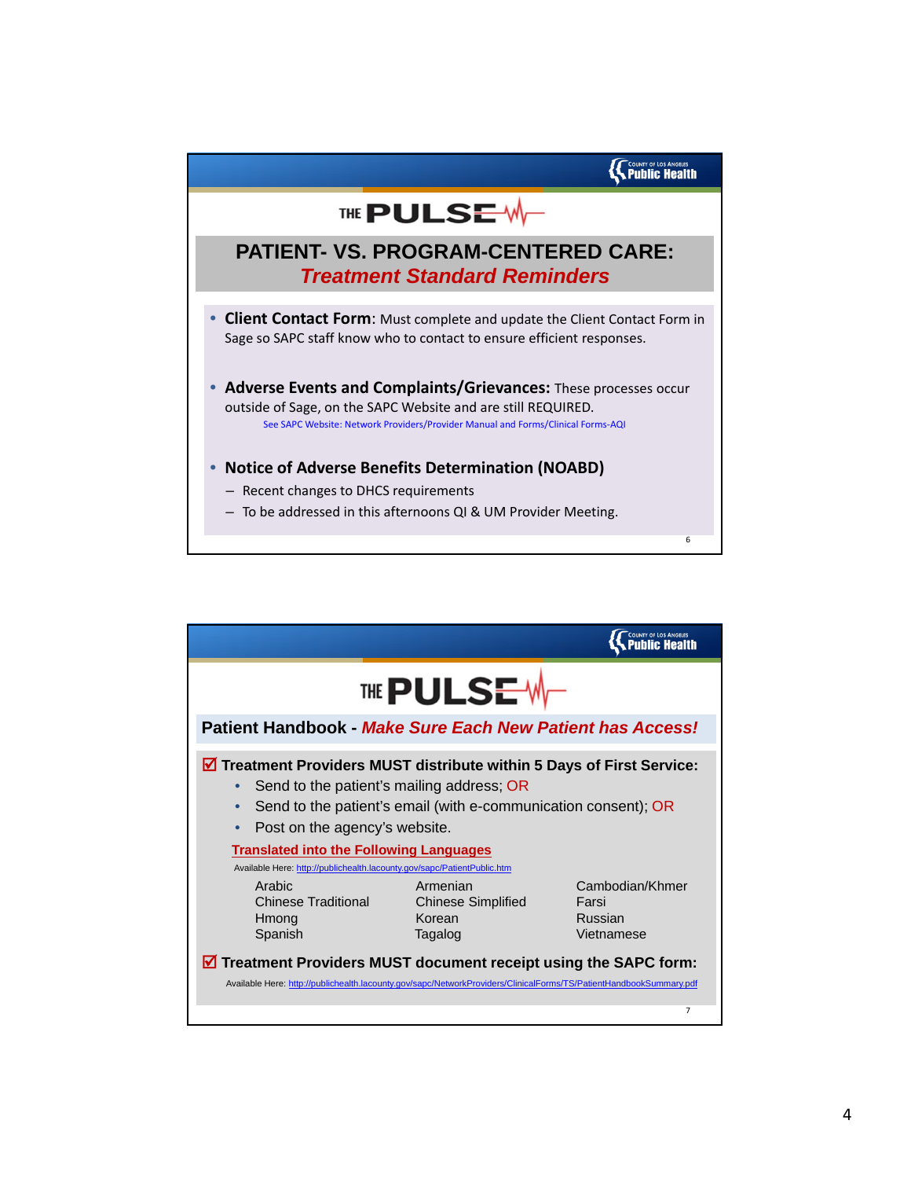COUNTY OF LOS ANGELES Public Health

THE PULSE

## PATIENT- VS. PROGRAM-CENTERED CARE:
## *Treatment Standard Reminders*

- **Client Contact Form**: Must complete and update the Client Contact Form in Sage so SAPC staff know who to contact to ensure efficient responses.
- **Adverse Events and Complaints/Grievances:** These processes occur outside of Sage, on the SAPC Website and are still REQUIRED.
  See SAPC Website: Network Providers/Provider Manual and Forms/Clinical Forms-AQI
- **Notice of Adverse Benefits Determination (NOABD)**
  - Recent changes to DHCS requirements
  - To be addressed in this afternoons QI & UM Provider Meeting.

COUNTY OF LOS ANGELES Public Health

THE PULSE

## Patient Handbook - *Make Sure Each New Patient has Access!*

☑ **Treatment Providers MUST distribute within 5 Days of First Service:**

- Send to the patient's mailing address; OR
- Send to the patient's email (with e-communication consent); OR
- Post on the agency's website.

**Translated into the Following Languages**

Available Here: http://publichealth.lacounty.gov/sapc/PatientPublic.htm

| | | |
|---|---|---|
| Arabic | Armenian | Cambodian/Khmer |
| Chinese Traditional | Chinese Simplified | Farsi |
| Hmong | Korean | Russian |
| Spanish | Tagalog | Vietnamese |

☑ **Treatment Providers MUST document receipt using the SAPC form:**

Available Here: http://publichealth.lacounty.gov/sapc/NetworkProviders/ClinicalForms/TS/PatientHandbookSummary.pdf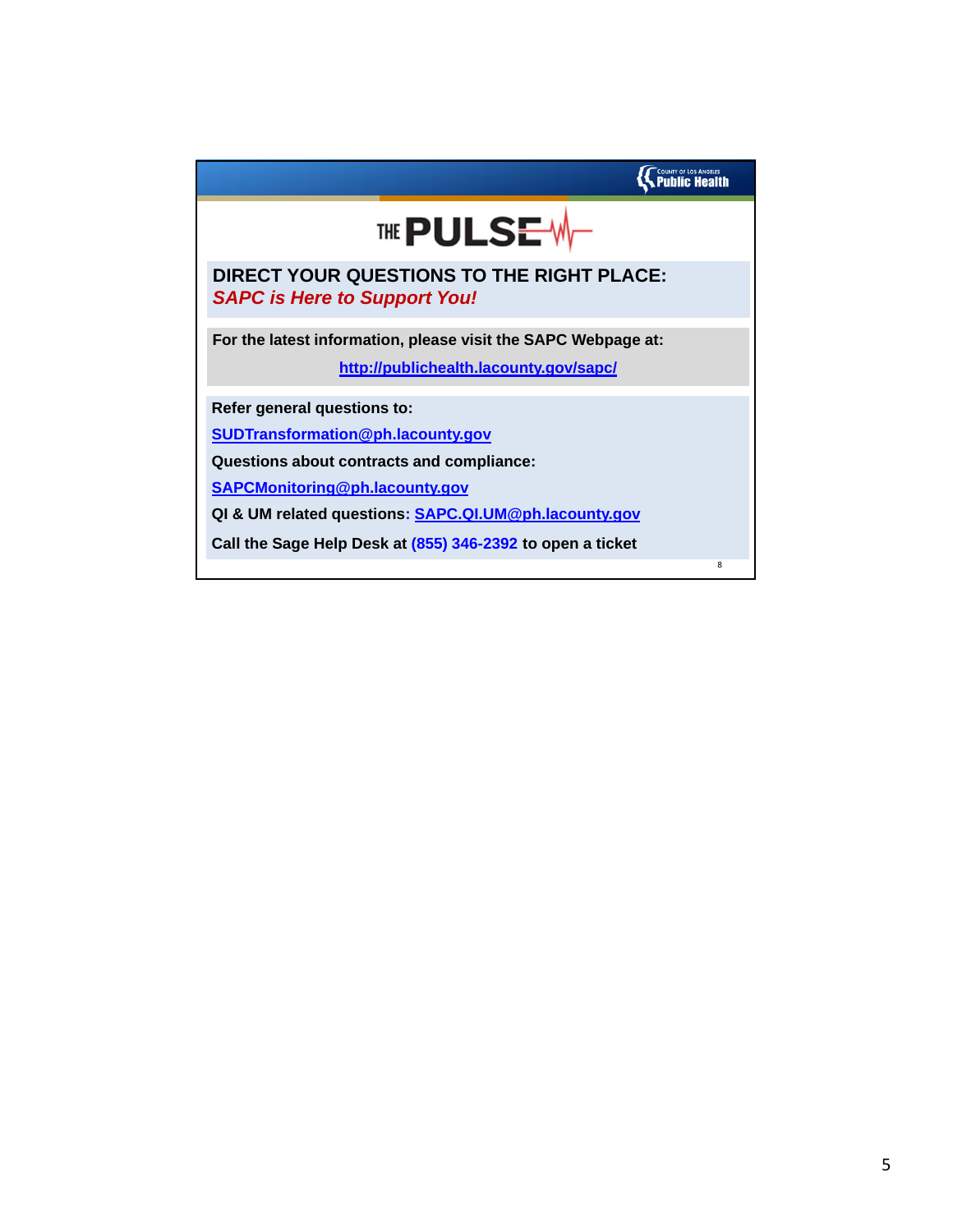County of Los Angeles Public Health

# THE PULSE

## DIRECT YOUR QUESTIONS TO THE RIGHT PLACE: *SAPC is Here to Support You!*

**For the latest information, please visit the SAPC Webpage at:**

**http://publichealth.lacounty.gov/sapc/**

**Refer general questions to:**

**SUDTransformation@ph.lacounty.gov**

**Questions about contracts and compliance:**

**SAPCMonitoring@ph.lacounty.gov**

**QI & UM related questions: SAPC.QI.UM@ph.lacounty.gov**

**Call the Sage Help Desk at (855) 346-2392 to open a ticket**